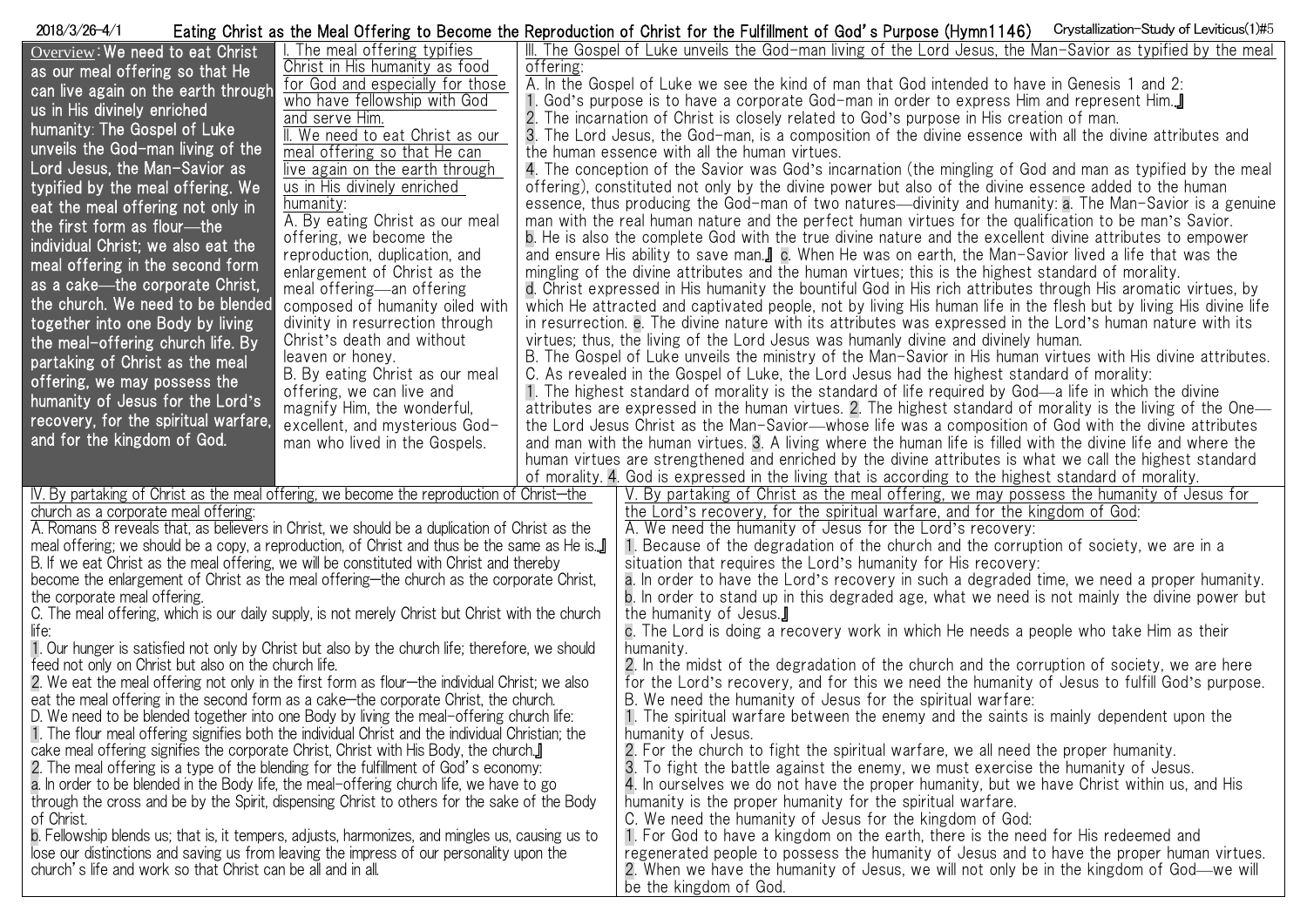2018/3/26-4/1

# Eating Christ as the Meal Offering to Become the Reproduction of Christ for the Fulfillment of God's Purpose (Hymn1146)

Crystallization-Study of Leviticus(1)#5

**Overview**: We need to eat Christ as our meal offering so that He can live again on the earth through us in His divinely enriched humanity: The Gospel of Luke unveils the God-man living of the Lord Jesus, the Man-Savior as typified by the meal offering. We eat the meal offering not only in the first form as flour—the individual Christ; we also eat the meal offering in the second form as a cake—the corporate Christ, the church. We need to be blended together into one Body by living the meal-offering church life. By partaking of Christ as the meal offering, we may possess the humanity of Jesus for the Lord's recovery, for the spiritual warfare, and for the kingdom of God.

## I. The meal offering typifies Christ in His humanity as food for God and especially for those who have fellowship with God and serve Him.

## II. We need to eat Christ as our meal offering so that He can live again on the earth through us in His divinely enriched humanity:

A. By eating Christ as our meal offering, we become the reproduction, duplication, and enlargement of Christ as the meal offering—an offering composed of humanity oiled with divinity in resurrection through Christ's death and without leaven or honey.

B. By eating Christ as our meal offering, we can live and magnify Him, the wonderful, excellent, and mysterious God-man who lived in the Gospels.

## III. The Gospel of Luke unveils the God-man living of the Lord Jesus, the Man-Savior as typified by the meal offering:

A. In the Gospel of Luke we see the kind of man that God intended to have in Genesis 1 and 2:

1. God's purpose is to have a corporate God-man in order to express Him and represent Him.』
2. The incarnation of Christ is closely related to God's purpose in His creation of man.
3. The Lord Jesus, the God-man, is a composition of the divine essence with all the divine attributes and the human essence with all the human virtues.
4. The conception of the Savior was God's incarnation (the mingling of God and man as typified by the meal offering), constituted not only by the divine power but also of the divine essence added to the human essence, thus producing the God-man of two natures—divinity and humanity: a. The Man-Savior is a genuine man with the real human nature and the perfect human virtues for the qualification to be man's Savior. b. He is also the complete God with the true divine nature and the excellent divine attributes to empower and ensure His ability to save man.』 c. When He was on earth, the Man-Savior lived a life that was the mingling of the divine attributes and the human virtues; this is the highest standard of morality. d. Christ expressed in His humanity the bountiful God in His rich attributes through His aromatic virtues, by which He attracted and captivated people, not by living His human life in the flesh but by living His divine life in resurrection. e. The divine nature with its attributes was expressed in the Lord's human nature with its virtues; thus, the living of the Lord Jesus was humanly divine and divinely human.

B. The Gospel of Luke unveils the ministry of the Man-Savior in His human virtues with His divine attributes.

C. As revealed in the Gospel of Luke, the Lord Jesus had the highest standard of morality:

1. The highest standard of morality is the standard of life required by God—a life in which the divine attributes are expressed in the human virtues. 2. The highest standard of morality is the living of the One—the Lord Jesus Christ as the Man-Savior—whose life was a composition of God with the divine attributes and man with the human virtues. 3. A living where the human life is filled with the divine life and where the human virtues are strengthened and enriched by the divine attributes is what we call the highest standard of morality. 4. God is expressed in the living that is according to the highest standard of morality.

## IV. By partaking of Christ as the meal offering, we become the reproduction of Christ—the church as a corporate meal offering:

A. Romans 8 reveals that, as believers in Christ, we should be a duplication of Christ as the meal offering; we should be a copy, a reproduction, of Christ and thus be the same as He is.』

B. If we eat Christ as the meal offering, we will be constituted with Christ and thereby become the enlargement of Christ as the meal offering—the church as the corporate Christ, the corporate meal offering.

C. The meal offering, which is our daily supply, is not merely Christ but Christ with the church life:

1. Our hunger is satisfied not only by Christ but also by the church life; therefore, we should feed not only on Christ but also on the church life.
2. We eat the meal offering not only in the first form as flour—the individual Christ; we also eat the meal offering in the second form as a cake—the corporate Christ, the church.

D. We need to be blended together into one Body by living the meal-offering church life:

1. The flour meal offering signifies both the individual Christ and the individual Christian; the cake meal offering signifies the corporate Christ, Christ with His Body, the church.』
2. The meal offering is a type of the blending for the fulfillment of God's economy:
   a. In order to be blended in the Body life, the meal-offering church life, we have to go through the cross and be by the Spirit, dispensing Christ to others for the sake of the Body of Christ.
   b. Fellowship blends us; that is, it tempers, adjusts, harmonizes, and mingles us, causing us to lose our distinctions and saving us from leaving the impress of our personality upon the church's life and work so that Christ can be all and in all.

## V. By partaking of Christ as the meal offering, we may possess the humanity of Jesus for the Lord's recovery, for the spiritual warfare, and for the kingdom of God:

A. We need the humanity of Jesus for the Lord's recovery:

1. Because of the degradation of the church and the corruption of society, we are in a situation that requires the Lord's humanity for His recovery:
   a. In order to have the Lord's recovery in such a degraded time, we need a proper humanity.
   b. In order to stand up in this degraded age, what we need is not mainly the divine power but the humanity of Jesus.』
   c. The Lord is doing a recovery work in which He needs a people who take Him as their humanity.
2. In the midst of the degradation of the church and the corruption of society, we are here for the Lord's recovery, and for this we need the humanity of Jesus to fulfill God's purpose.

B. We need the humanity of Jesus for the spiritual warfare:

1. The spiritual warfare between the enemy and the saints is mainly dependent upon the humanity of Jesus.
2. For the church to fight the spiritual warfare, we all need the proper humanity.
3. To fight the battle against the enemy, we must exercise the humanity of Jesus.
4. In ourselves we do not have the proper humanity, but we have Christ within us, and His humanity is the proper humanity for the spiritual warfare.

C. We need the humanity of Jesus for the kingdom of God:

1. For God to have a kingdom on the earth, there is the need for His redeemed and regenerated people to possess the humanity of Jesus and to have the proper human virtues.
2. When we have the humanity of Jesus, we will not only be in the kingdom of God—we will be the kingdom of God.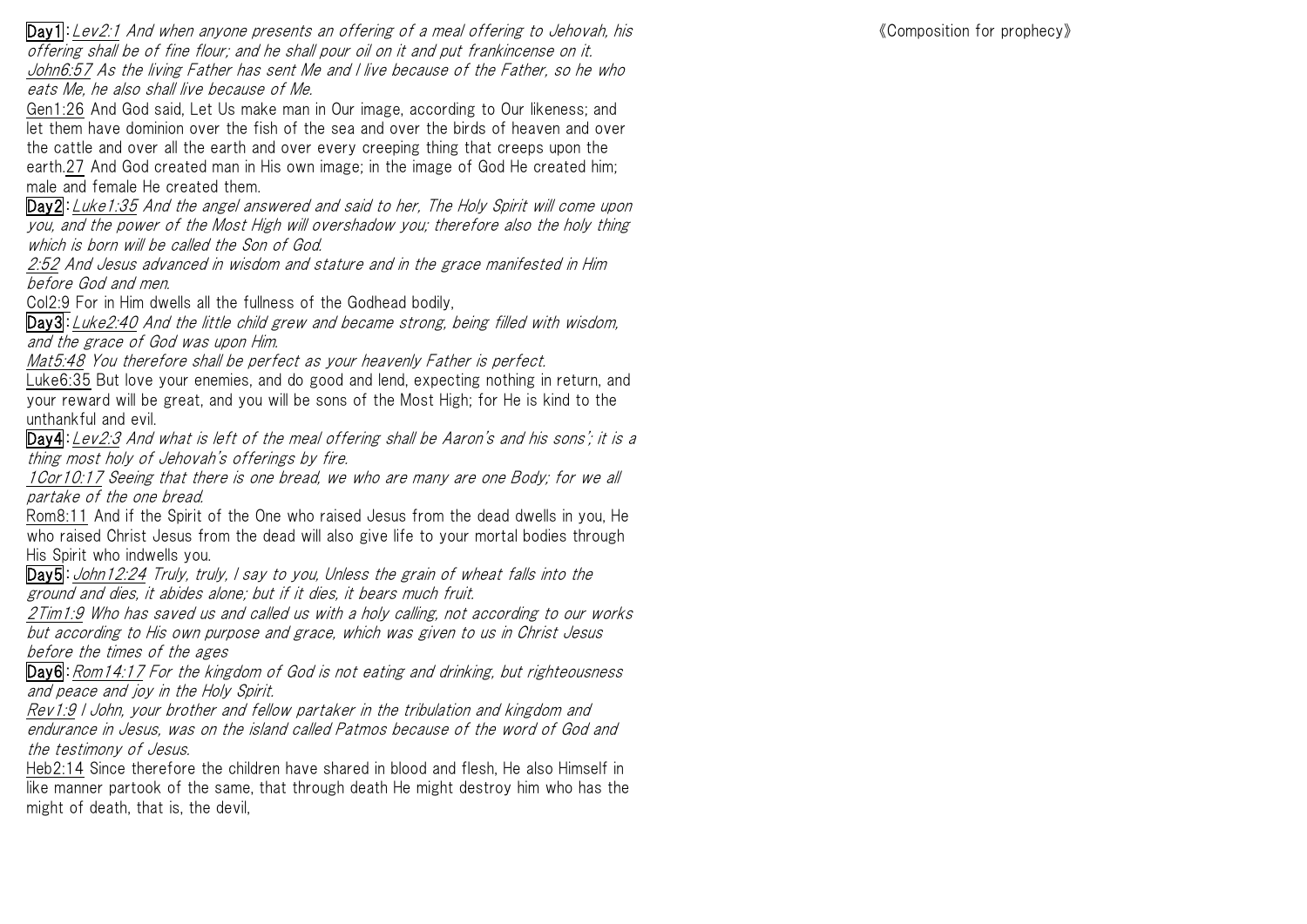**Day1**:*Lev2:1 And when anyone presents an offering of a meal offering to Jehovah, his offering shall be of fine flour; and he shall pour oil on it and put frankincense on it.*
*John6:57 As the living Father has sent Me and I live because of the Father, so he who eats Me, he also shall live because of Me.*
Gen1:26 And God said, Let Us make man in Our image, according to Our likeness; and let them have dominion over the fish of the sea and over the birds of heaven and over the cattle and over all the earth and over every creeping thing that creeps upon the earth.27 And God created man in His own image; in the image of God He created him; male and female He created them.

**Day2**:*Luke1:35 And the angel answered and said to her, The Holy Spirit will come upon you, and the power of the Most High will overshadow you; therefore also the holy thing which is born will be called the Son of God.*
*2:52 And Jesus advanced in wisdom and stature and in the grace manifested in Him before God and men.*
Col2:9 For in Him dwells all the fullness of the Godhead bodily,

**Day3**:*Luke2:40 And the little child grew and became strong, being filled with wisdom, and the grace of God was upon Him.*
*Mat5:48 You therefore shall be perfect as your heavenly Father is perfect.*
Luke6:35 But love your enemies, and do good and lend, expecting nothing in return, and your reward will be great, and you will be sons of the Most High; for He is kind to the unthankful and evil.

**Day4**:*Lev2:3 And what is left of the meal offering shall be Aaron's and his sons'; it is a thing most holy of Jehovah's offerings by fire.*
*1Cor10:17 Seeing that there is one bread, we who are many are one Body; for we all partake of the one bread.*
Rom8:11 And if the Spirit of the One who raised Jesus from the dead dwells in you, He who raised Christ Jesus from the dead will also give life to your mortal bodies through His Spirit who indwells you.

**Day5**:*John12:24 Truly, truly, I say to you, Unless the grain of wheat falls into the ground and dies, it abides alone; but if it dies, it bears much fruit.*
*2Tim1:9 Who has saved us and called us with a holy calling, not according to our works but according to His own purpose and grace, which was given to us in Christ Jesus before the times of the ages*

**Day6**:*Rom14:17 For the kingdom of God is not eating and drinking, but righteousness and peace and joy in the Holy Spirit.*
*Rev1:9 I John, your brother and fellow partaker in the tribulation and kingdom and endurance in Jesus, was on the island called Patmos because of the word of God and the testimony of Jesus.*
Heb2:14 Since therefore the children have shared in blood and flesh, He also Himself in like manner partook of the same, that through death He might destroy him who has the might of death, that is, the devil,

《Composition for prophecy》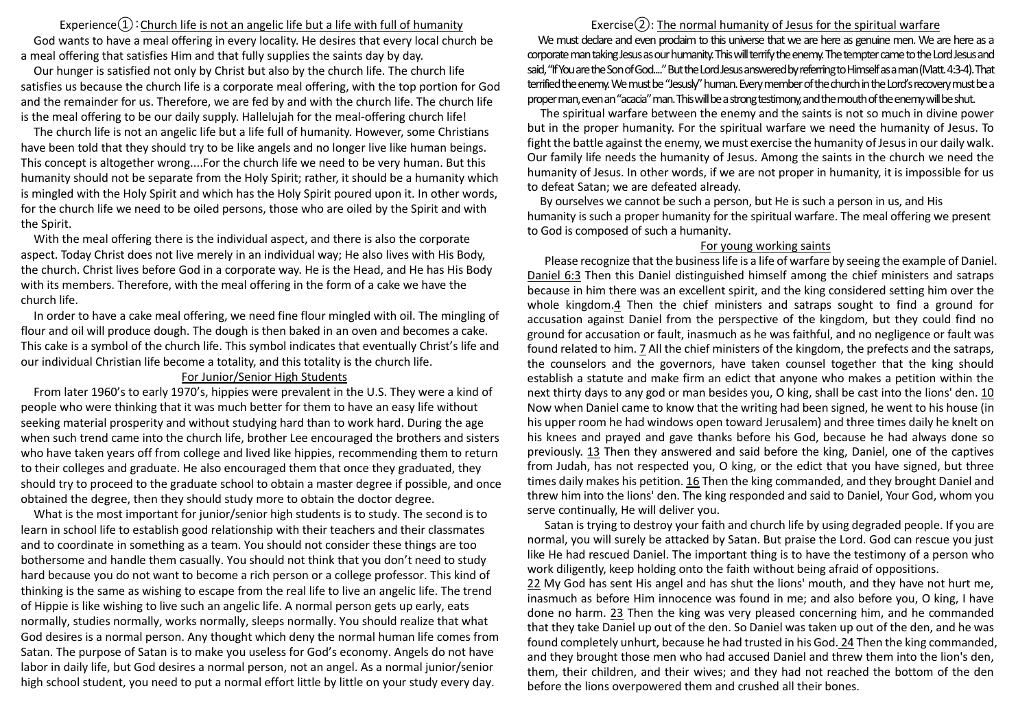## Experience①：Church life is not an angelic life but a life with full of humanity

God wants to have a meal offering in every locality. He desires that every local church be a meal offering that satisfies Him and that fully supplies the saints day by day.

Our hunger is satisfied not only by Christ but also by the church life. The church life satisfies us because the church life is a corporate meal offering, with the top portion for God and the remainder for us. Therefore, we are fed by and with the church life. The church life is the meal offering to be our daily supply. Hallelujah for the meal-offering church life!

The church life is not an angelic life but a life full of humanity. However, some Christians have been told that they should try to be like angels and no longer live like human beings. This concept is altogether wrong....For the church life we need to be very human. But this humanity should not be separate from the Holy Spirit; rather, it should be a humanity which is mingled with the Holy Spirit and which has the Holy Spirit poured upon it. In other words, for the church life we need to be oiled persons, those who are oiled by the Spirit and with the Spirit.

With the meal offering there is the individual aspect, and there is also the corporate aspect. Today Christ does not live merely in an individual way; He also lives with His Body, the church. Christ lives before God in a corporate way. He is the Head, and He has His Body with its members. Therefore, with the meal offering in the form of a cake we have the church life.

In order to have a cake meal offering, we need fine flour mingled with oil. The mingling of flour and oil will produce dough. The dough is then baked in an oven and becomes a cake. This cake is a symbol of the church life. This symbol indicates that eventually Christ's life and our individual Christian life become a totality, and this totality is the church life.

### For Junior/Senior High Students

From later 1960's to early 1970's, hippies were prevalent in the U.S. They were a kind of people who were thinking that it was much better for them to have an easy life without seeking material prosperity and without studying hard than to work hard. During the age when such trend came into the church life, brother Lee encouraged the brothers and sisters who have taken years off from college and lived like hippies, recommending them to return to their colleges and graduate. He also encouraged them that once they graduated, they should try to proceed to the graduate school to obtain a master degree if possible, and once obtained the degree, then they should study more to obtain the doctor degree.

What is the most important for junior/senior high students is to study. The second is to learn in school life to establish good relationship with their teachers and their classmates and to coordinate in something as a team. You should not consider these things are too bothersome and handle them casually. You should not think that you don't need to study hard because you do not want to become a rich person or a college professor. This kind of thinking is the same as wishing to escape from the real life to live an angelic life. The trend of Hippie is like wishing to live such an angelic life. A normal person gets up early, eats normally, studies normally, works normally, sleeps normally. You should realize that what God desires is a normal person. Any thought which deny the normal human life comes from Satan. The purpose of Satan is to make you useless for God's economy. Angels do not have labor in daily life, but God desires a normal person, not an angel. As a normal junior/senior high school student, you need to put a normal effort little by little on your study every day.

## Exercise②: The normal humanity of Jesus for the spiritual warfare

We must declare and even proclaim to this universe that we are here as genuine men. We are here as a corporate man taking Jesus as our humanity. This will terrify the enemy. The tempter came to the Lord Jesus and said, "If You are the Son of God...." But the Lord Jesus answered by referring to Himself as a man (Matt. 4:3-4). That terrified the enemy. We must be "Jesusly" human. Every member of the church in the Lord's recovery must be a proper man, even an "acacia" man. This will be a strong testimony, and the mouth of the enemy will be shut.

The spiritual warfare between the enemy and the saints is not so much in divine power but in the proper humanity. For the spiritual warfare we need the humanity of Jesus. To fight the battle against the enemy, we must exercise the humanity of Jesus in our daily walk. Our family life needs the humanity of Jesus. Among the saints in the church we need the humanity of Jesus. In other words, if we are not proper in humanity, it is impossible for us to defeat Satan; we are defeated already.

By ourselves we cannot be such a person, but He is such a person in us, and His humanity is such a proper humanity for the spiritual warfare. The meal offering we present to God is composed of such a humanity.

### For young working saints

Please recognize that the business life is a life of warfare by seeing the example of Daniel. Daniel 6:3 Then this Daniel distinguished himself among the chief ministers and satraps because in him there was an excellent spirit, and the king considered setting him over the whole kingdom. 4 Then the chief ministers and satraps sought to find a ground for accusation against Daniel from the perspective of the kingdom, but they could find no ground for accusation or fault, inasmuch as he was faithful, and no negligence or fault was found related to him. 7 All the chief ministers of the kingdom, the prefects and the satraps, the counselors and the governors, have taken counsel together that the king should establish a statute and make firm an edict that anyone who makes a petition within the next thirty days to any god or man besides you, O king, shall be cast into the lions' den. 10 Now when Daniel came to know that the writing had been signed, he went to his house (in his upper room he had windows open toward Jerusalem) and three times daily he knelt on his knees and prayed and gave thanks before his God, because he had always done so previously. 13 Then they answered and said before the king, Daniel, one of the captives from Judah, has not respected you, O king, or the edict that you have signed, but three times daily makes his petition. 16 Then the king commanded, and they brought Daniel and threw him into the lions' den. The king responded and said to Daniel, Your God, whom you serve continually, He will deliver you.

Satan is trying to destroy your faith and church life by using degraded people. If you are normal, you will surely be attacked by Satan. But praise the Lord. God can rescue you just like He had rescued Daniel. The important thing is to have the testimony of a person who work diligently, keep holding onto the faith without being afraid of oppositions.

22 My God has sent His angel and has shut the lions' mouth, and they have not hurt me, inasmuch as before Him innocence was found in me; and also before you, O king, I have done no harm. 23 Then the king was very pleased concerning him, and he commanded that they take Daniel up out of the den. So Daniel was taken up out of the den, and he was found completely unhurt, because he had trusted in his God. 24 Then the king commanded, and they brought those men who had accused Daniel and threw them into the lion's den, them, their children, and their wives; and they had not reached the bottom of the den before the lions overpowered them and crushed all their bones.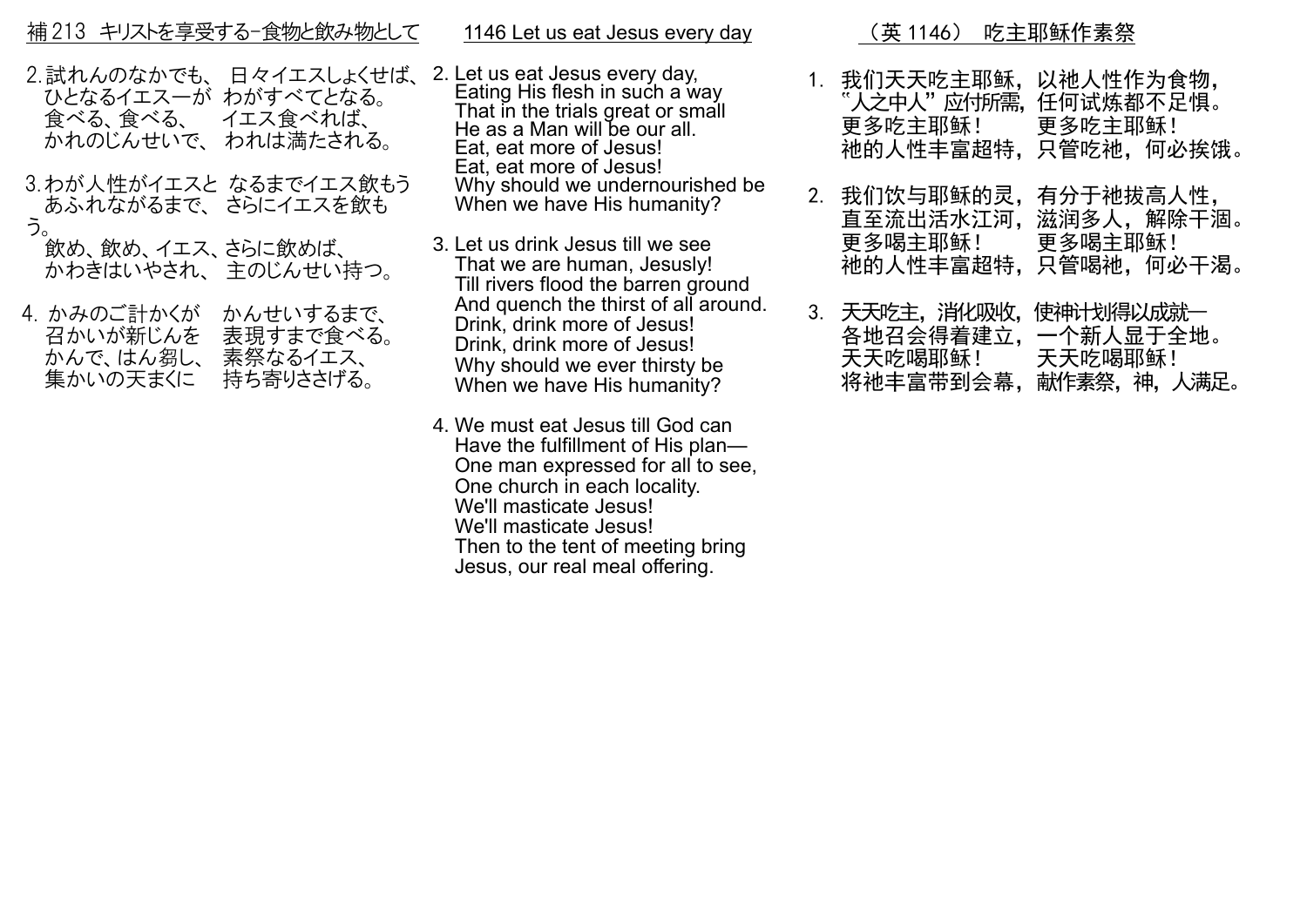## 補 213　キリストを享受する−食物と飲み物として

2. 試れんのなかでも、　日々イエスしょくせば、
　ひとなるイエス一が　わがすべてとなる。
　食べる、食べる、　　イエス食べれば、
　かれのじんせいで、　われは満たされる。

3. わが人性がイエスと　なるまでイエス飲もう
　あふれながるまで、　さらにイエスを飲もう。
　飲め、飲め、イエス、さらに飲めば、
　かわきはいやされ、　主のじんせい持つ。

4. かみのご計かくが　　かんせいするまで、
　召かいが新じんを　　表現すまで食べる。
　かんで、はん芻し、　素祭なるイエス、
　集かいの天まくに　　持ち寄りささげる。

## 1146 Let us eat Jesus every day

2. Let us eat Jesus every day,
Eating His flesh in such a way
That in the trials great or small
He as a Man will be our all.
Eat, eat more of Jesus!
Eat, eat more of Jesus!
Why should we undernourished be
When we have His humanity?

3. Let us drink Jesus till we see
That we are human, Jesusly!
Till rivers flood the barren ground
And quench the thirst of all around.
Drink, drink more of Jesus!
Drink, drink more of Jesus!
Why should we ever thirsty be
When we have His humanity?

4. We must eat Jesus till God can
Have the fulfillment of His plan—
One man expressed for all to see,
One church in each locality.
We'll masticate Jesus!
We'll masticate Jesus!
Then to the tent of meeting bring
Jesus, our real meal offering.

## （英 1146）　吃主耶稣作素祭

1. 我们天天吃主耶稣，以祂人性作为食物，
“人之中人” 应付所需，任何试炼都不足惧。
更多吃主耶稣！　　更多吃主耶稣！
祂的人性丰富超特，只管吃祂，何必挨饿。

2. 我们饮与耶稣的灵，有分于祂拔高人性，
直至流出活水江河，滋润多人，解除干涸。
更多喝主耶稣！　　更多喝主耶稣！
祂的人性丰富超特，只管喝祂，何必干渴。

3. 天天吃主，消化吸收，使神计划得以成就—
各地召会得着建立，一个新人显于全地。
天天吃喝耶稣！　　天天吃喝耶稣！
将祂丰富带到会幕，献作素祭，神，人满足。